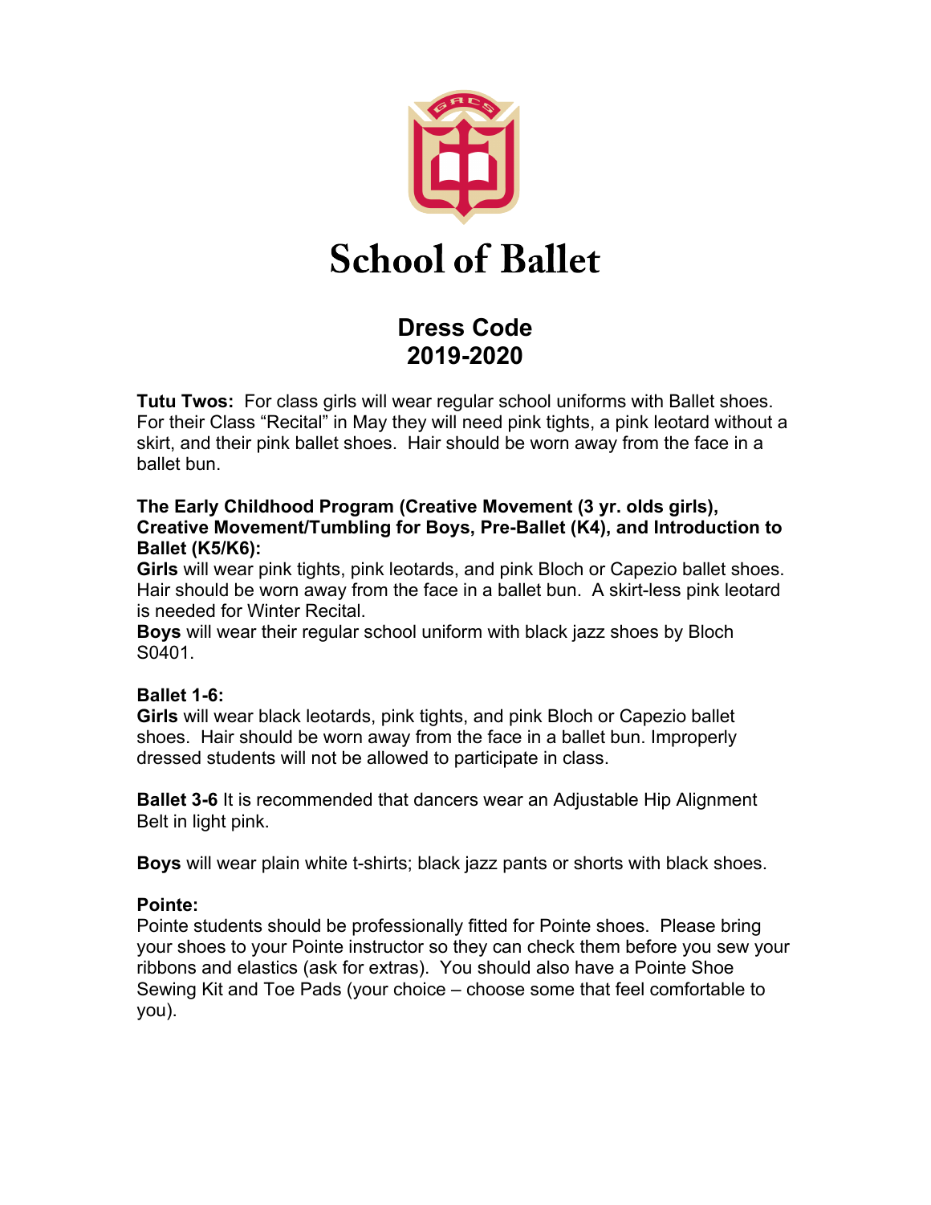# School of Ballet

## Dress Code
## 2019-2020

**Tutu Twos:** For class girls will wear regular school uniforms with Ballet shoes. For their Class "Recital" in May they will need pink tights, a pink leotard without a skirt, and their pink ballet shoes. Hair should be worn away from the face in a ballet bun.

**The Early Childhood Program (Creative Movement (3 yr. olds girls), Creative Movement/Tumbling for Boys, Pre-Ballet (K4), and Introduction to Ballet (K5/K6):**
**Girls** will wear pink tights, pink leotards, and pink Bloch or Capezio ballet shoes. Hair should be worn away from the face in a ballet bun. A skirt-less pink leotard is needed for Winter Recital.
**Boys** will wear their regular school uniform with black jazz shoes by Bloch S0401.

**Ballet 1-6:**
**Girls** will wear black leotards, pink tights, and pink Bloch or Capezio ballet shoes. Hair should be worn away from the face in a ballet bun. Improperly dressed students will not be allowed to participate in class.

**Ballet 3-6** It is recommended that dancers wear an Adjustable Hip Alignment Belt in light pink.

**Boys** will wear plain white t-shirts; black jazz pants or shorts with black shoes.

**Pointe:**
Pointe students should be professionally fitted for Pointe shoes. Please bring your shoes to your Pointe instructor so they can check them before you sew your ribbons and elastics (ask for extras). You should also have a Pointe Shoe Sewing Kit and Toe Pads (your choice – choose some that feel comfortable to you).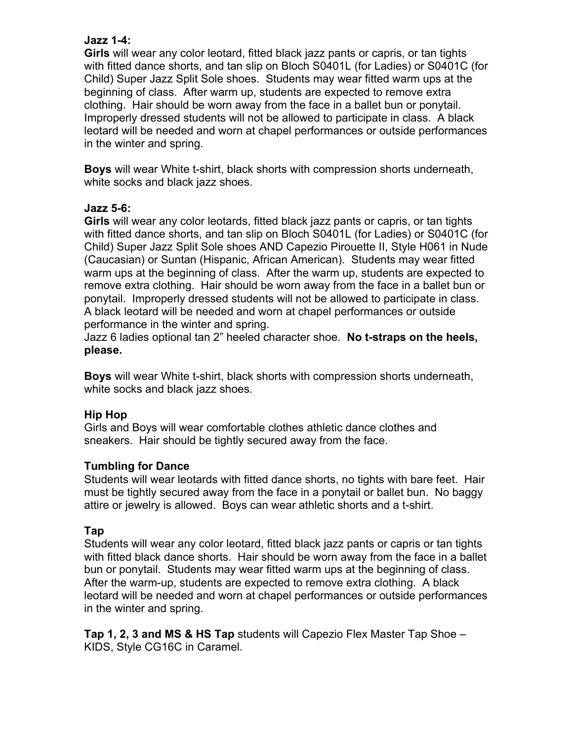**Jazz 1-4:**
**Girls** will wear any color leotard, fitted black jazz pants or capris, or tan tights with fitted dance shorts, and tan slip on Bloch S0401L (for Ladies) or S0401C (for Child) Super Jazz Split Sole shoes. Students may wear fitted warm ups at the beginning of class. After warm up, students are expected to remove extra clothing. Hair should be worn away from the face in a ballet bun or ponytail. Improperly dressed students will not be allowed to participate in class. A black leotard will be needed and worn at chapel performances or outside performances in the winter and spring.

**Boys** will wear White t-shirt, black shorts with compression shorts underneath, white socks and black jazz shoes.

**Jazz 5-6:**
**Girls** will wear any color leotards, fitted black jazz pants or capris, or tan tights with fitted dance shorts, and tan slip on Bloch S0401L (for Ladies) or S0401C (for Child) Super Jazz Split Sole shoes AND Capezio Pirouette II, Style H061 in Nude (Caucasian) or Suntan (Hispanic, African American). Students may wear fitted warm ups at the beginning of class. After the warm up, students are expected to remove extra clothing. Hair should be worn away from the face in a ballet bun or ponytail. Improperly dressed students will not be allowed to participate in class. A black leotard will be needed and worn at chapel performances or outside performance in the winter and spring.
Jazz 6 ladies optional tan 2" heeled character shoe. **No t-straps on the heels, please.**

**Boys** will wear White t-shirt, black shorts with compression shorts underneath, white socks and black jazz shoes.

**Hip Hop**
Girls and Boys will wear comfortable clothes athletic dance clothes and sneakers. Hair should be tightly secured away from the face.

**Tumbling for Dance**
Students will wear leotards with fitted dance shorts, no tights with bare feet. Hair must be tightly secured away from the face in a ponytail or ballet bun. No baggy attire or jewelry is allowed. Boys can wear athletic shorts and a t-shirt.

**Tap**
Students will wear any color leotard, fitted black jazz pants or capris or tan tights with fitted black dance shorts. Hair should be worn away from the face in a ballet bun or ponytail. Students may wear fitted warm ups at the beginning of class. After the warm-up, students are expected to remove extra clothing. A black leotard will be needed and worn at chapel performances or outside performances in the winter and spring.

**Tap 1, 2, 3 and MS & HS Tap** students will Capezio Flex Master Tap Shoe – KIDS, Style CG16C in Caramel.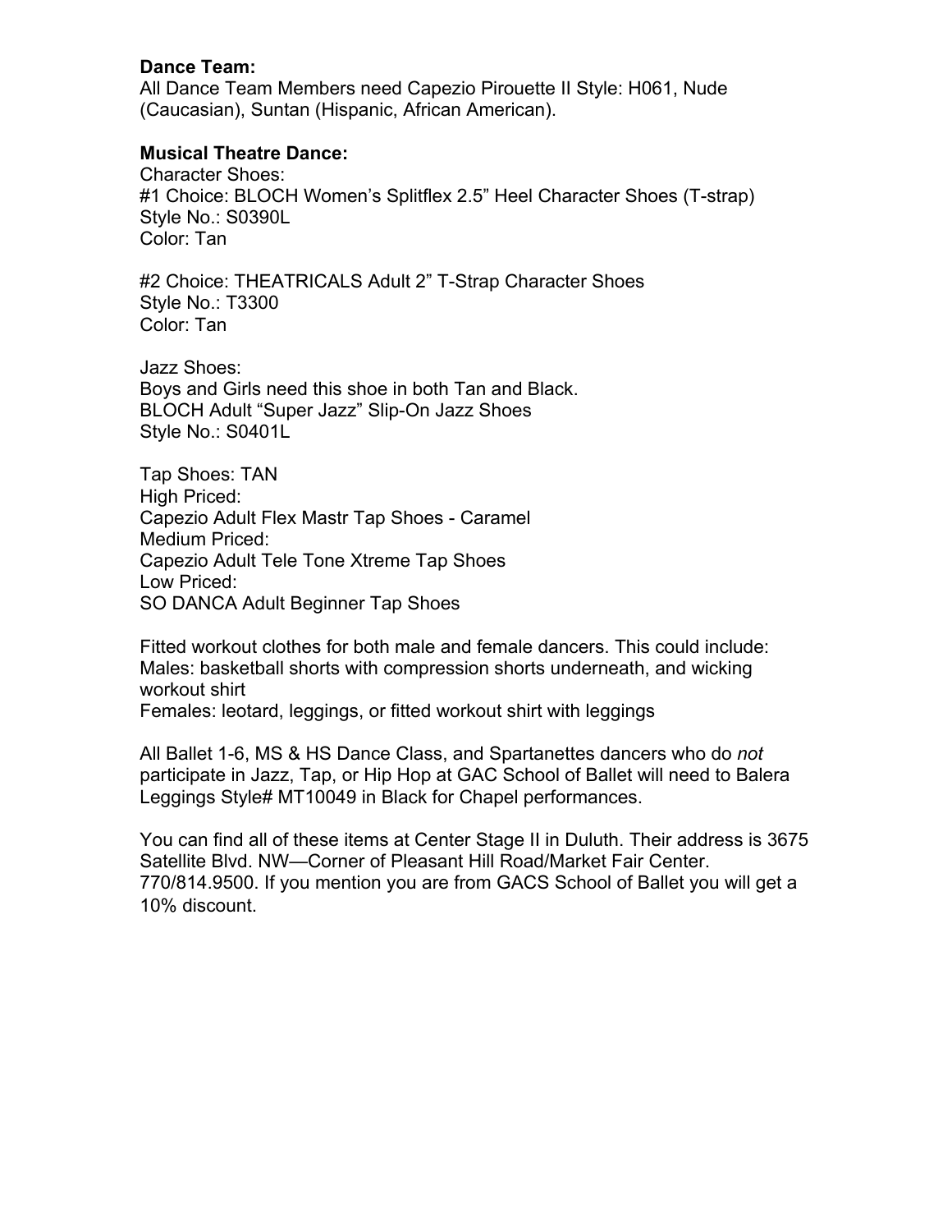**Dance Team:**
All Dance Team Members need Capezio Pirouette II Style: H061, Nude (Caucasian), Suntan (Hispanic, African American).

**Musical Theatre Dance:**
Character Shoes:
#1 Choice: BLOCH Women's Splitflex 2.5" Heel Character Shoes (T-strap)
Style No.: S0390L
Color: Tan

#2 Choice: THEATRICALS Adult 2" T-Strap Character Shoes
Style No.: T3300
Color: Tan

Jazz Shoes:
Boys and Girls need this shoe in both Tan and Black.
BLOCH Adult "Super Jazz" Slip-On Jazz Shoes
Style No.: S0401L

Tap Shoes: TAN
High Priced:
Capezio Adult Flex Mastr Tap Shoes - Caramel
Medium Priced:
Capezio Adult Tele Tone Xtreme Tap Shoes
Low Priced:
SO DANCA Adult Beginner Tap Shoes

Fitted workout clothes for both male and female dancers. This could include:
Males: basketball shorts with compression shorts underneath, and wicking workout shirt
Females: leotard, leggings, or fitted workout shirt with leggings

All Ballet 1-6, MS & HS Dance Class, and Spartanettes dancers who do *not* participate in Jazz, Tap, or Hip Hop at GAC School of Ballet will need to Balera Leggings Style# MT10049 in Black for Chapel performances.

You can find all of these items at Center Stage II in Duluth. Their address is 3675 Satellite Blvd. NW—Corner of Pleasant Hill Road/Market Fair Center. 770/814.9500. If you mention you are from GACS School of Ballet you will get a 10% discount.